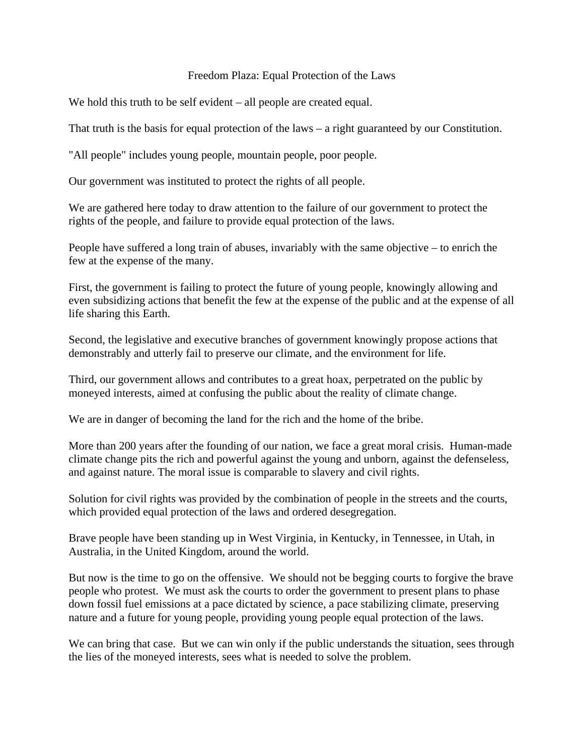# Freedom Plaza: Equal Protection of the Laws

We hold this truth to be self evident – all people are created equal.

That truth is the basis for equal protection of the laws – a right guaranteed by our Constitution.

"All people" includes young people, mountain people, poor people.

Our government was instituted to protect the rights of all people.

We are gathered here today to draw attention to the failure of our government to protect the rights of the people, and failure to provide equal protection of the laws.

People have suffered a long train of abuses, invariably with the same objective – to enrich the few at the expense of the many.

First, the government is failing to protect the future of young people, knowingly allowing and even subsidizing actions that benefit the few at the expense of the public and at the expense of all life sharing this Earth.

Second, the legislative and executive branches of government knowingly propose actions that demonstrably and utterly fail to preserve our climate, and the environment for life.

Third, our government allows and contributes to a great hoax, perpetrated on the public by moneyed interests, aimed at confusing the public about the reality of climate change.

We are in danger of becoming the land for the rich and the home of the bribe.

More than 200 years after the founding of our nation, we face a great moral crisis. Human-made climate change pits the rich and powerful against the young and unborn, against the defenseless, and against nature. The moral issue is comparable to slavery and civil rights.

Solution for civil rights was provided by the combination of people in the streets and the courts, which provided equal protection of the laws and ordered desegregation.

Brave people have been standing up in West Virginia, in Kentucky, in Tennessee, in Utah, in Australia, in the United Kingdom, around the world.

But now is the time to go on the offensive. We should not be begging courts to forgive the brave people who protest. We must ask the courts to order the government to present plans to phase down fossil fuel emissions at a pace dictated by science, a pace stabilizing climate, preserving nature and a future for young people, providing young people equal protection of the laws.

We can bring that case. But we can win only if the public understands the situation, sees through the lies of the moneyed interests, sees what is needed to solve the problem.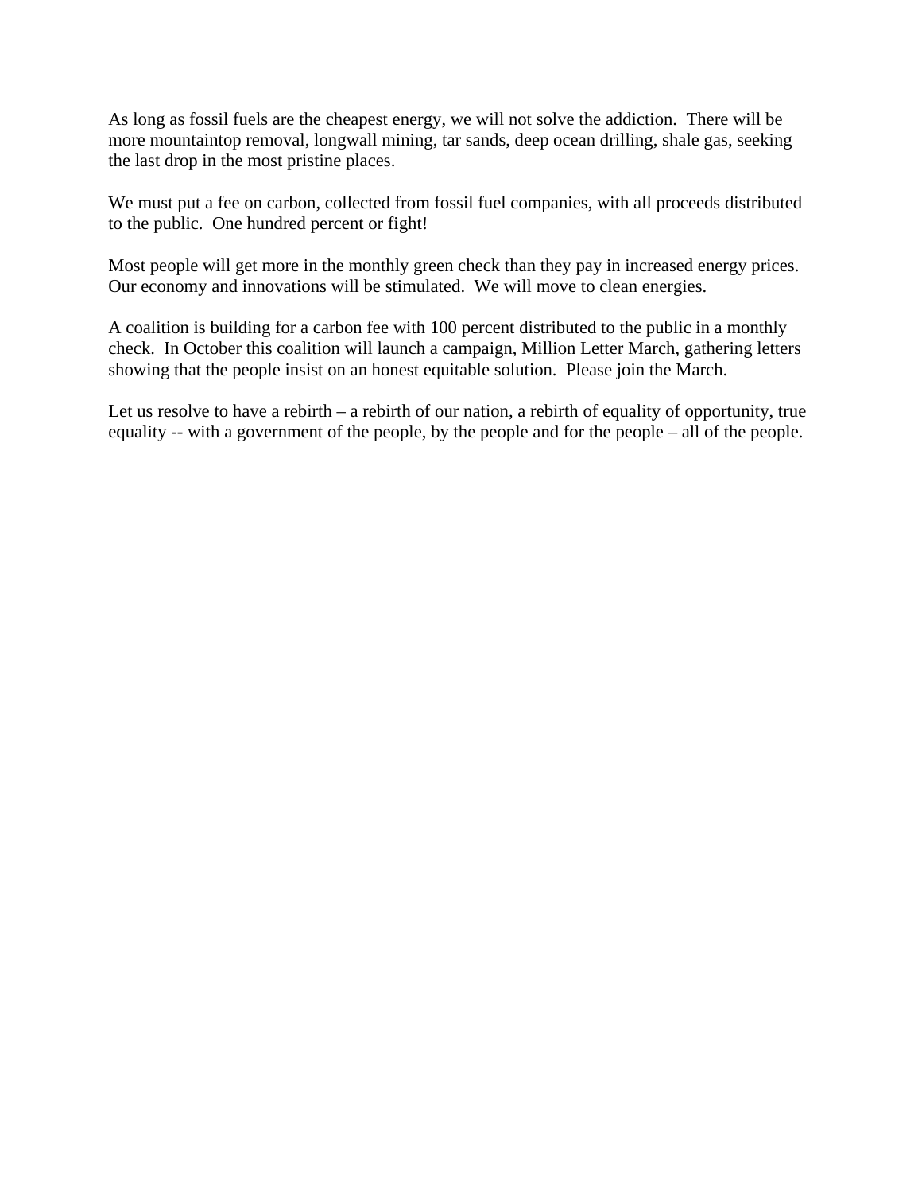As long as fossil fuels are the cheapest energy, we will not solve the addiction. There will be more mountaintop removal, longwall mining, tar sands, deep ocean drilling, shale gas, seeking the last drop in the most pristine places.

We must put a fee on carbon, collected from fossil fuel companies, with all proceeds distributed to the public. One hundred percent or fight!

Most people will get more in the monthly green check than they pay in increased energy prices. Our economy and innovations will be stimulated. We will move to clean energies.

A coalition is building for a carbon fee with 100 percent distributed to the public in a monthly check. In October this coalition will launch a campaign, Million Letter March, gathering letters showing that the people insist on an honest equitable solution. Please join the March.

Let us resolve to have a rebirth – a rebirth of our nation, a rebirth of equality of opportunity, true equality -- with a government of the people, by the people and for the people – all of the people.